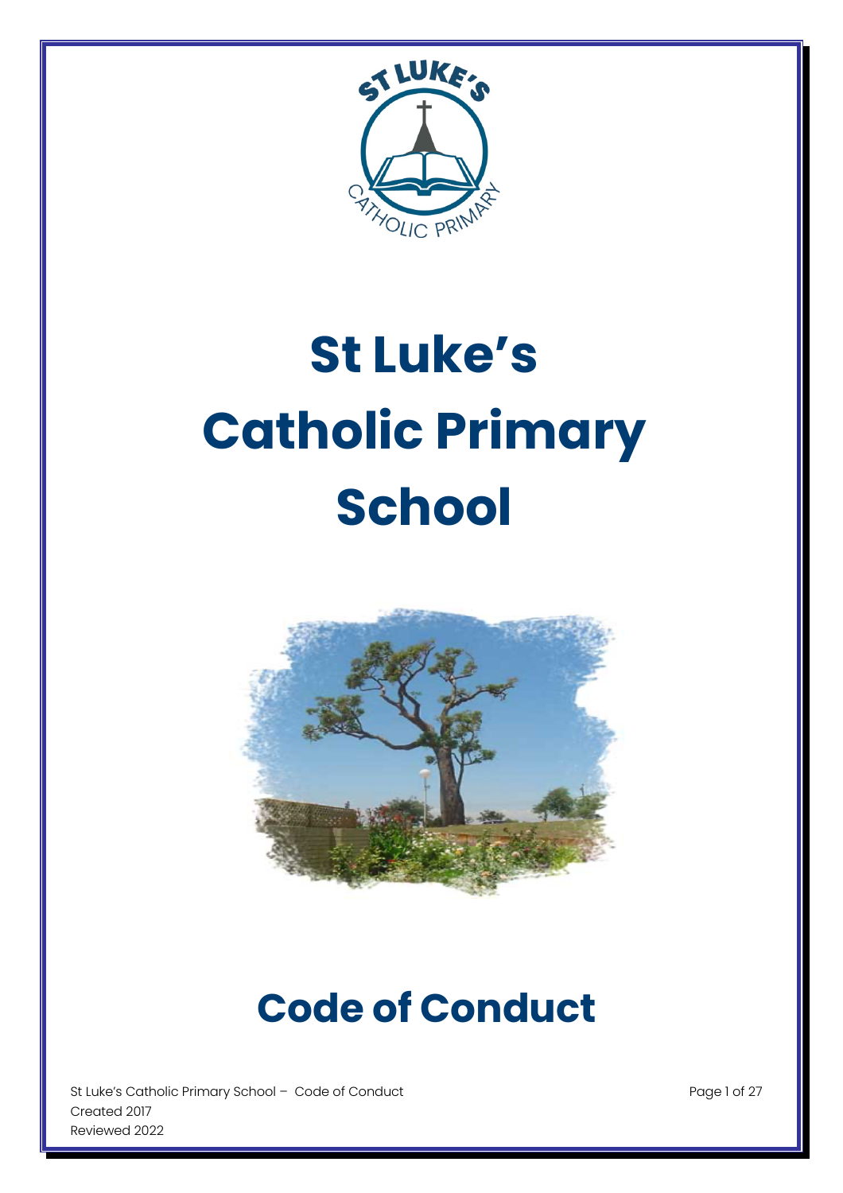# St Luke's Catholic Primary School

## Code of Conduct

St Luke's Catholic Primary School – Code of Conduct
Created 2017
Reviewed 2022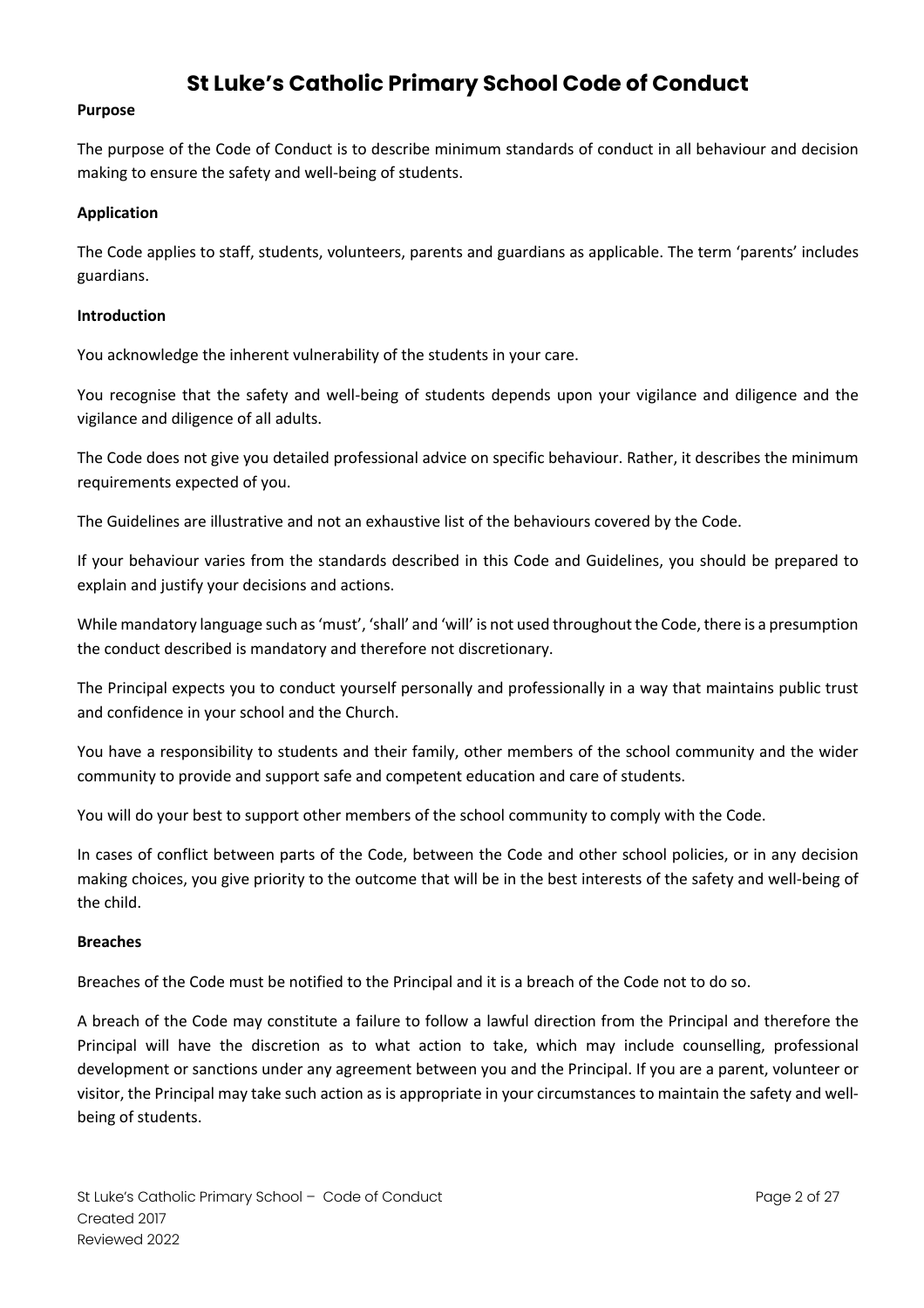# St Luke's Catholic Primary School Code of Conduct

**Purpose**

The purpose of the Code of Conduct is to describe minimum standards of conduct in all behaviour and decision making to ensure the safety and well-being of students.

**Application**

The Code applies to staff, students, volunteers, parents and guardians as applicable. The term 'parents' includes guardians.

**Introduction**

You acknowledge the inherent vulnerability of the students in your care.

You recognise that the safety and well-being of students depends upon your vigilance and diligence and the vigilance and diligence of all adults.

The Code does not give you detailed professional advice on specific behaviour. Rather, it describes the minimum requirements expected of you.

The Guidelines are illustrative and not an exhaustive list of the behaviours covered by the Code.

If your behaviour varies from the standards described in this Code and Guidelines, you should be prepared to explain and justify your decisions and actions.

While mandatory language such as 'must', 'shall' and 'will' is not used throughout the Code, there is a presumption the conduct described is mandatory and therefore not discretionary.

The Principal expects you to conduct yourself personally and professionally in a way that maintains public trust and confidence in your school and the Church.

You have a responsibility to students and their family, other members of the school community and the wider community to provide and support safe and competent education and care of students.

You will do your best to support other members of the school community to comply with the Code.

In cases of conflict between parts of the Code, between the Code and other school policies, or in any decision making choices, you give priority to the outcome that will be in the best interests of the safety and well-being of the child.

**Breaches**

Breaches of the Code must be notified to the Principal and it is a breach of the Code not to do so.

A breach of the Code may constitute a failure to follow a lawful direction from the Principal and therefore the Principal will have the discretion as to what action to take, which may include counselling, professional development or sanctions under any agreement between you and the Principal. If you are a parent, volunteer or visitor, the Principal may take such action as is appropriate in your circumstances to maintain the safety and well-being of students.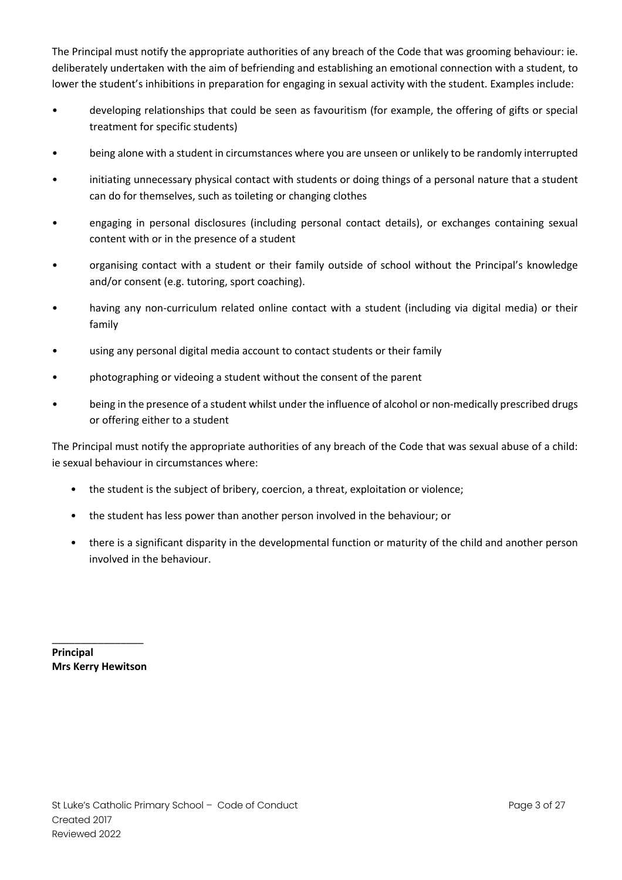The Principal must notify the appropriate authorities of any breach of the Code that was grooming behaviour: ie. deliberately undertaken with the aim of befriending and establishing an emotional connection with a student, to lower the student's inhibitions in preparation for engaging in sexual activity with the student. Examples include:

- developing relationships that could be seen as favouritism (for example, the offering of gifts or special treatment for specific students)
- being alone with a student in circumstances where you are unseen or unlikely to be randomly interrupted
- initiating unnecessary physical contact with students or doing things of a personal nature that a student can do for themselves, such as toileting or changing clothes
- engaging in personal disclosures (including personal contact details), or exchanges containing sexual content with or in the presence of a student
- organising contact with a student or their family outside of school without the Principal's knowledge and/or consent (e.g. tutoring, sport coaching).
- having any non-curriculum related online contact with a student (including via digital media) or their family
- using any personal digital media account to contact students or their family
- photographing or videoing a student without the consent of the parent
- being in the presence of a student whilst under the influence of alcohol or non-medically prescribed drugs or offering either to a student

The Principal must notify the appropriate authorities of any breach of the Code that was sexual abuse of a child: ie sexual behaviour in circumstances where:

- the student is the subject of bribery, coercion, a threat, exploitation or violence;
- the student has less power than another person involved in the behaviour; or
- there is a significant disparity in the developmental function or maturity of the child and another person involved in the behaviour.

\_\_\_\_\_\_\_\_\_\_\_\_\_\_\_\_

**Principal**
**Mrs Kerry Hewitson**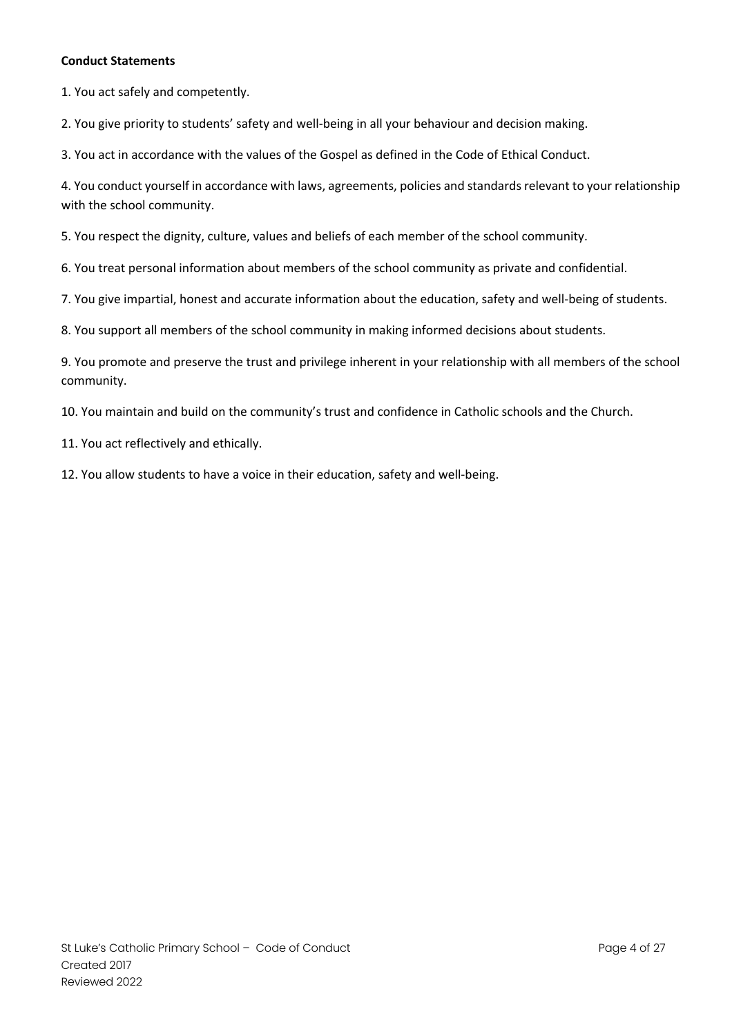**Conduct Statements**

1. You act safely and competently.
2. You give priority to students' safety and well-being in all your behaviour and decision making.
3. You act in accordance with the values of the Gospel as defined in the Code of Ethical Conduct.
4. You conduct yourself in accordance with laws, agreements, policies and standards relevant to your relationship with the school community.
5. You respect the dignity, culture, values and beliefs of each member of the school community.
6. You treat personal information about members of the school community as private and confidential.
7. You give impartial, honest and accurate information about the education, safety and well-being of students.
8. You support all members of the school community in making informed decisions about students.
9. You promote and preserve the trust and privilege inherent in your relationship with all members of the school community.
10. You maintain and build on the community's trust and confidence in Catholic schools and the Church.
11. You act reflectively and ethically.
12. You allow students to have a voice in their education, safety and well-being.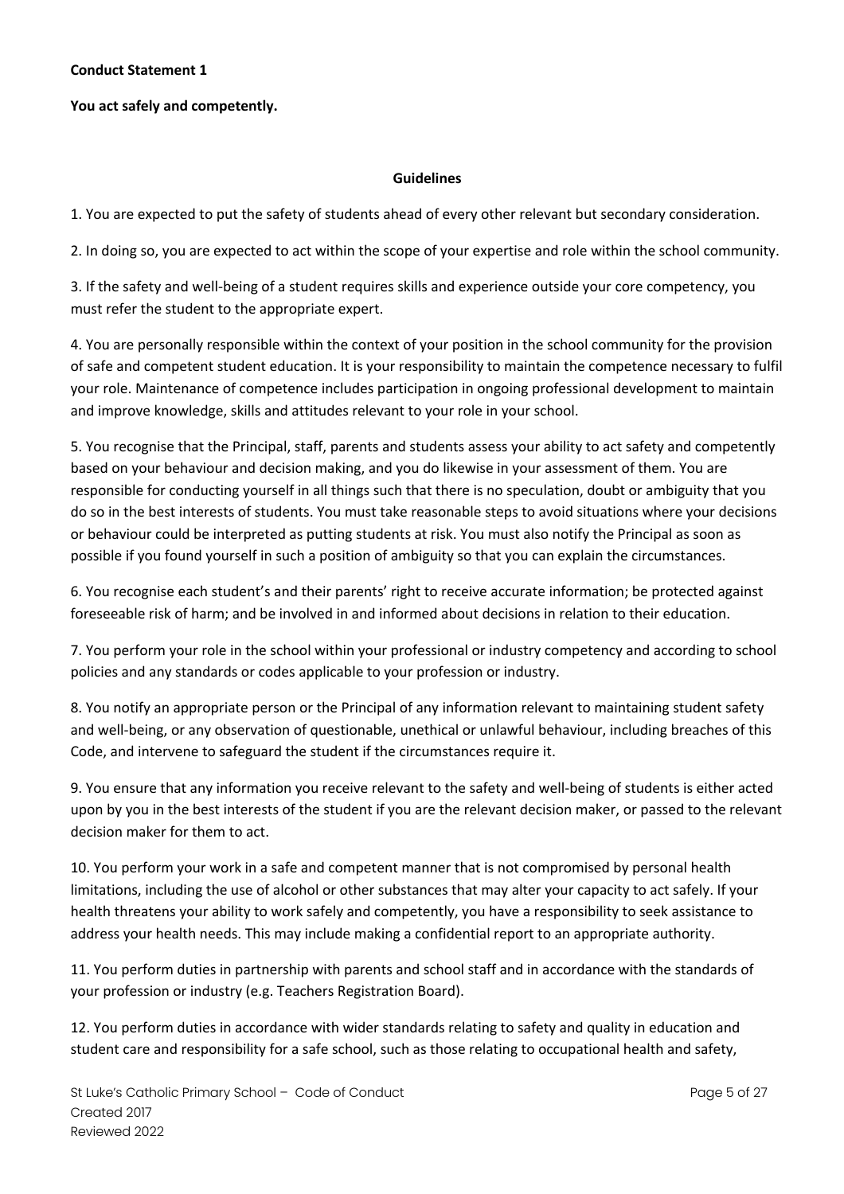**Conduct Statement 1**

**You act safely and competently.**

**Guidelines**

1. You are expected to put the safety of students ahead of every other relevant but secondary consideration.

2. In doing so, you are expected to act within the scope of your expertise and role within the school community.

3. If the safety and well-being of a student requires skills and experience outside your core competency, you must refer the student to the appropriate expert.

4. You are personally responsible within the context of your position in the school community for the provision of safe and competent student education. It is your responsibility to maintain the competence necessary to fulfil your role. Maintenance of competence includes participation in ongoing professional development to maintain and improve knowledge, skills and attitudes relevant to your role in your school.

5. You recognise that the Principal, staff, parents and students assess your ability to act safety and competently based on your behaviour and decision making, and you do likewise in your assessment of them. You are responsible for conducting yourself in all things such that there is no speculation, doubt or ambiguity that you do so in the best interests of students. You must take reasonable steps to avoid situations where your decisions or behaviour could be interpreted as putting students at risk. You must also notify the Principal as soon as possible if you found yourself in such a position of ambiguity so that you can explain the circumstances.

6. You recognise each student's and their parents' right to receive accurate information; be protected against foreseeable risk of harm; and be involved in and informed about decisions in relation to their education.

7. You perform your role in the school within your professional or industry competency and according to school policies and any standards or codes applicable to your profession or industry.

8. You notify an appropriate person or the Principal of any information relevant to maintaining student safety and well-being, or any observation of questionable, unethical or unlawful behaviour, including breaches of this Code, and intervene to safeguard the student if the circumstances require it.

9. You ensure that any information you receive relevant to the safety and well-being of students is either acted upon by you in the best interests of the student if you are the relevant decision maker, or passed to the relevant decision maker for them to act.

10. You perform your work in a safe and competent manner that is not compromised by personal health limitations, including the use of alcohol or other substances that may alter your capacity to act safely. If your health threatens your ability to work safely and competently, you have a responsibility to seek assistance to address your health needs. This may include making a confidential report to an appropriate authority.

11. You perform duties in partnership with parents and school staff and in accordance with the standards of your profession or industry (e.g. Teachers Registration Board).

12. You perform duties in accordance with wider standards relating to safety and quality in education and student care and responsibility for a safe school, such as those relating to occupational health and safety,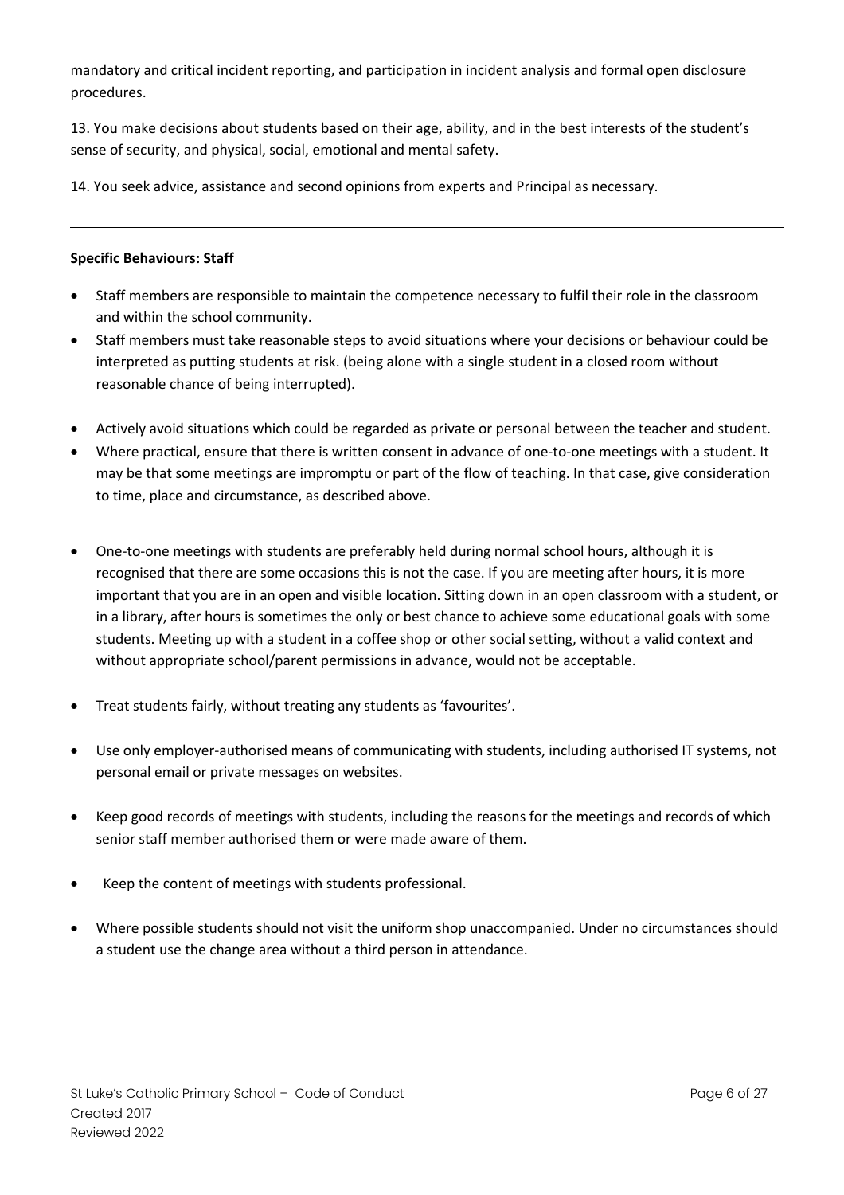mandatory and critical incident reporting, and participation in incident analysis and formal open disclosure procedures.

13. You make decisions about students based on their age, ability, and in the best interests of the student's sense of security, and physical, social, emotional and mental safety.

14. You seek advice, assistance and second opinions from experts and Principal as necessary.

---

**Specific Behaviours: Staff**

- Staff members are responsible to maintain the competence necessary to fulfil their role in the classroom and within the school community.
- Staff members must take reasonable steps to avoid situations where your decisions or behaviour could be interpreted as putting students at risk. (being alone with a single student in a closed room without reasonable chance of being interrupted).
- Actively avoid situations which could be regarded as private or personal between the teacher and student.
- Where practical, ensure that there is written consent in advance of one-to-one meetings with a student. It may be that some meetings are impromptu or part of the flow of teaching. In that case, give consideration to time, place and circumstance, as described above.
- One-to-one meetings with students are preferably held during normal school hours, although it is recognised that there are some occasions this is not the case. If you are meeting after hours, it is more important that you are in an open and visible location. Sitting down in an open classroom with a student, or in a library, after hours is sometimes the only or best chance to achieve some educational goals with some students. Meeting up with a student in a coffee shop or other social setting, without a valid context and without appropriate school/parent permissions in advance, would not be acceptable.
- Treat students fairly, without treating any students as 'favourites'.
- Use only employer-authorised means of communicating with students, including authorised IT systems, not personal email or private messages on websites.
- Keep good records of meetings with students, including the reasons for the meetings and records of which senior staff member authorised them or were made aware of them.
- Keep the content of meetings with students professional.
- Where possible students should not visit the uniform shop unaccompanied. Under no circumstances should a student use the change area without a third person in attendance.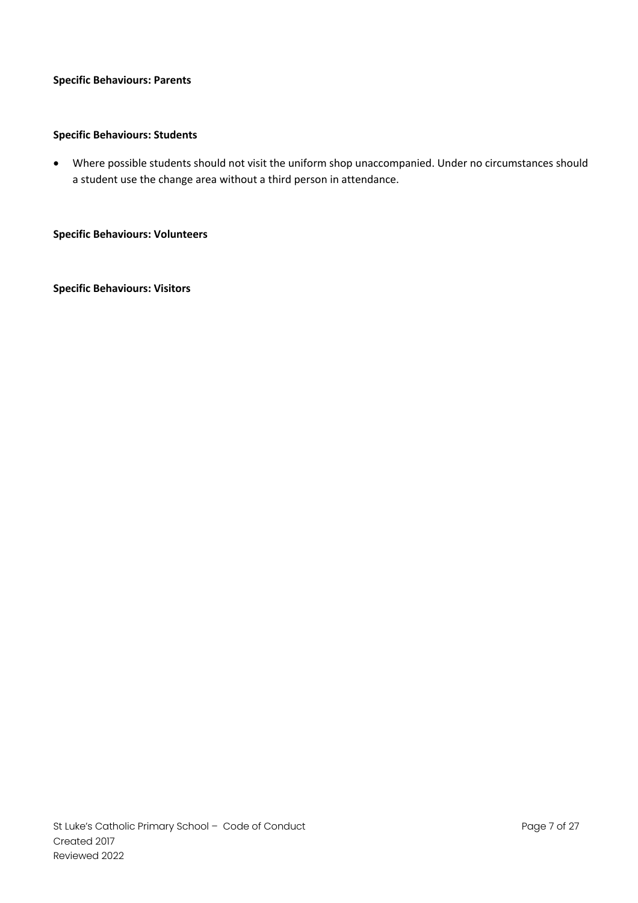**Specific Behaviours: Parents**

**Specific Behaviours: Students**

- Where possible students should not visit the uniform shop unaccompanied. Under no circumstances should a student use the change area without a third person in attendance.

**Specific Behaviours: Volunteers**

**Specific Behaviours: Visitors**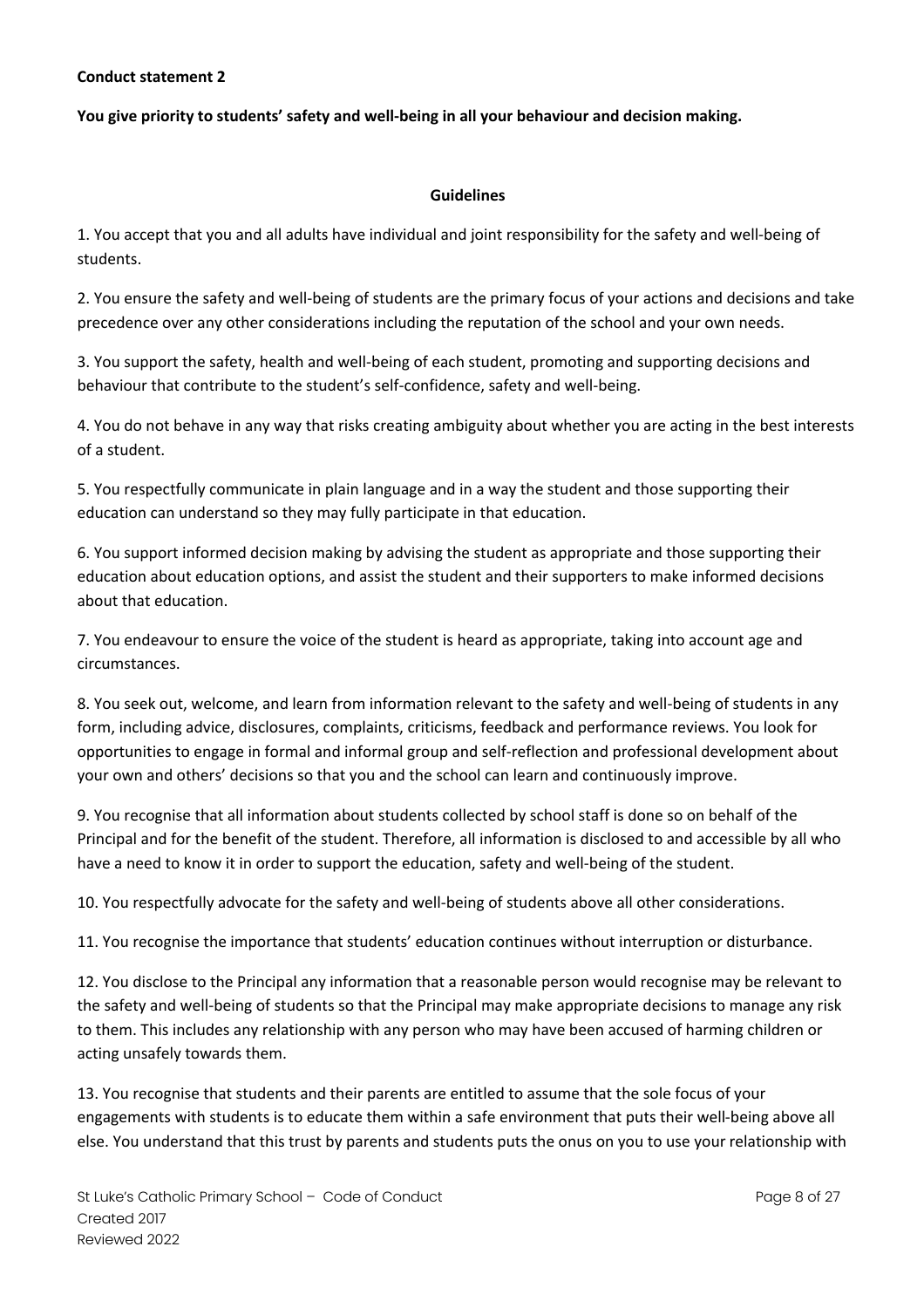**Conduct statement 2**

**You give priority to students' safety and well-being in all your behaviour and decision making.**

**Guidelines**

1. You accept that you and all adults have individual and joint responsibility for the safety and well-being of students.

2. You ensure the safety and well-being of students are the primary focus of your actions and decisions and take precedence over any other considerations including the reputation of the school and your own needs.

3. You support the safety, health and well-being of each student, promoting and supporting decisions and behaviour that contribute to the student's self-confidence, safety and well-being.

4. You do not behave in any way that risks creating ambiguity about whether you are acting in the best interests of a student.

5. You respectfully communicate in plain language and in a way the student and those supporting their education can understand so they may fully participate in that education.

6. You support informed decision making by advising the student as appropriate and those supporting their education about education options, and assist the student and their supporters to make informed decisions about that education.

7. You endeavour to ensure the voice of the student is heard as appropriate, taking into account age and circumstances.

8. You seek out, welcome, and learn from information relevant to the safety and well-being of students in any form, including advice, disclosures, complaints, criticisms, feedback and performance reviews. You look for opportunities to engage in formal and informal group and self-reflection and professional development about your own and others' decisions so that you and the school can learn and continuously improve.

9. You recognise that all information about students collected by school staff is done so on behalf of the Principal and for the benefit of the student. Therefore, all information is disclosed to and accessible by all who have a need to know it in order to support the education, safety and well-being of the student.

10. You respectfully advocate for the safety and well-being of students above all other considerations.

11. You recognise the importance that students' education continues without interruption or disturbance.

12. You disclose to the Principal any information that a reasonable person would recognise may be relevant to the safety and well-being of students so that the Principal may make appropriate decisions to manage any risk to them. This includes any relationship with any person who may have been accused of harming children or acting unsafely towards them.

13. You recognise that students and their parents are entitled to assume that the sole focus of your engagements with students is to educate them within a safe environment that puts their well-being above all else. You understand that this trust by parents and students puts the onus on you to use your relationship with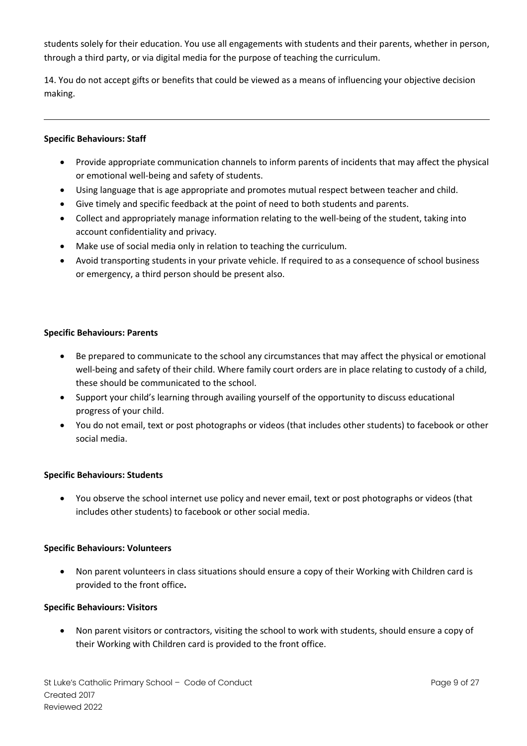students solely for their education. You use all engagements with students and their parents, whether in person, through a third party, or via digital media for the purpose of teaching the curriculum.

14. You do not accept gifts or benefits that could be viewed as a means of influencing your objective decision making.

---

**Specific Behaviours: Staff**

- Provide appropriate communication channels to inform parents of incidents that may affect the physical or emotional well-being and safety of students.
- Using language that is age appropriate and promotes mutual respect between teacher and child.
- Give timely and specific feedback at the point of need to both students and parents.
- Collect and appropriately manage information relating to the well-being of the student, taking into account confidentiality and privacy.
- Make use of social media only in relation to teaching the curriculum.
- Avoid transporting students in your private vehicle. If required to as a consequence of school business or emergency, a third person should be present also.

**Specific Behaviours: Parents**

- Be prepared to communicate to the school any circumstances that may affect the physical or emotional well-being and safety of their child. Where family court orders are in place relating to custody of a child, these should be communicated to the school.
- Support your child's learning through availing yourself of the opportunity to discuss educational progress of your child.
- You do not email, text or post photographs or videos (that includes other students) to facebook or other social media.

**Specific Behaviours: Students**

- You observe the school internet use policy and never email, text or post photographs or videos (that includes other students) to facebook or other social media.

**Specific Behaviours: Volunteers**

- Non parent volunteers in class situations should ensure a copy of their Working with Children card is provided to the front office**.**

**Specific Behaviours: Visitors**

- Non parent visitors or contractors, visiting the school to work with students, should ensure a copy of their Working with Children card is provided to the front office.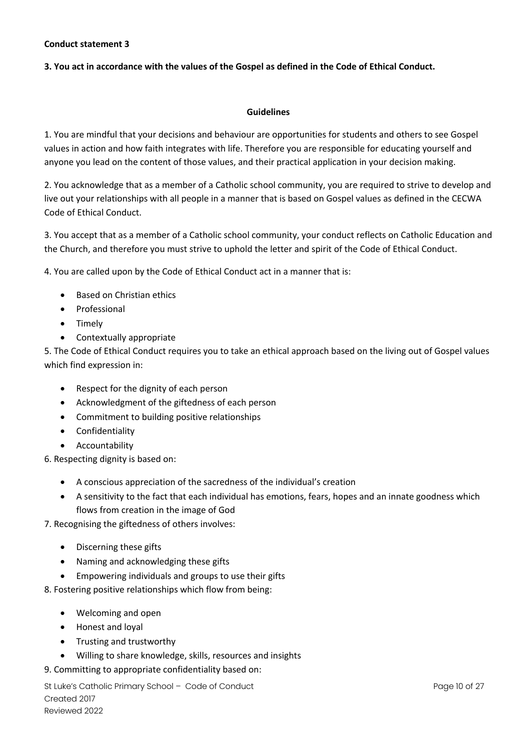**Conduct statement 3**

**3. You act in accordance with the values of the Gospel as defined in the Code of Ethical Conduct.**

**Guidelines**

1. You are mindful that your decisions and behaviour are opportunities for students and others to see Gospel values in action and how faith integrates with life. Therefore you are responsible for educating yourself and anyone you lead on the content of those values, and their practical application in your decision making.

2. You acknowledge that as a member of a Catholic school community, you are required to strive to develop and live out your relationships with all people in a manner that is based on Gospel values as defined in the CECWA Code of Ethical Conduct.

3. You accept that as a member of a Catholic school community, your conduct reflects on Catholic Education and the Church, and therefore you must strive to uphold the letter and spirit of the Code of Ethical Conduct.

4. You are called upon by the Code of Ethical Conduct act in a manner that is:

- Based on Christian ethics
- Professional
- Timely
- Contextually appropriate

5. The Code of Ethical Conduct requires you to take an ethical approach based on the living out of Gospel values which find expression in:

- Respect for the dignity of each person
- Acknowledgment of the giftedness of each person
- Commitment to building positive relationships
- Confidentiality
- Accountability

6. Respecting dignity is based on:

- A conscious appreciation of the sacredness of the individual's creation
- A sensitivity to the fact that each individual has emotions, fears, hopes and an innate goodness which flows from creation in the image of God

7. Recognising the giftedness of others involves:

- Discerning these gifts
- Naming and acknowledging these gifts
- Empowering individuals and groups to use their gifts

8. Fostering positive relationships which flow from being:

- Welcoming and open
- Honest and loyal
- Trusting and trustworthy
- Willing to share knowledge, skills, resources and insights

9. Committing to appropriate confidentiality based on: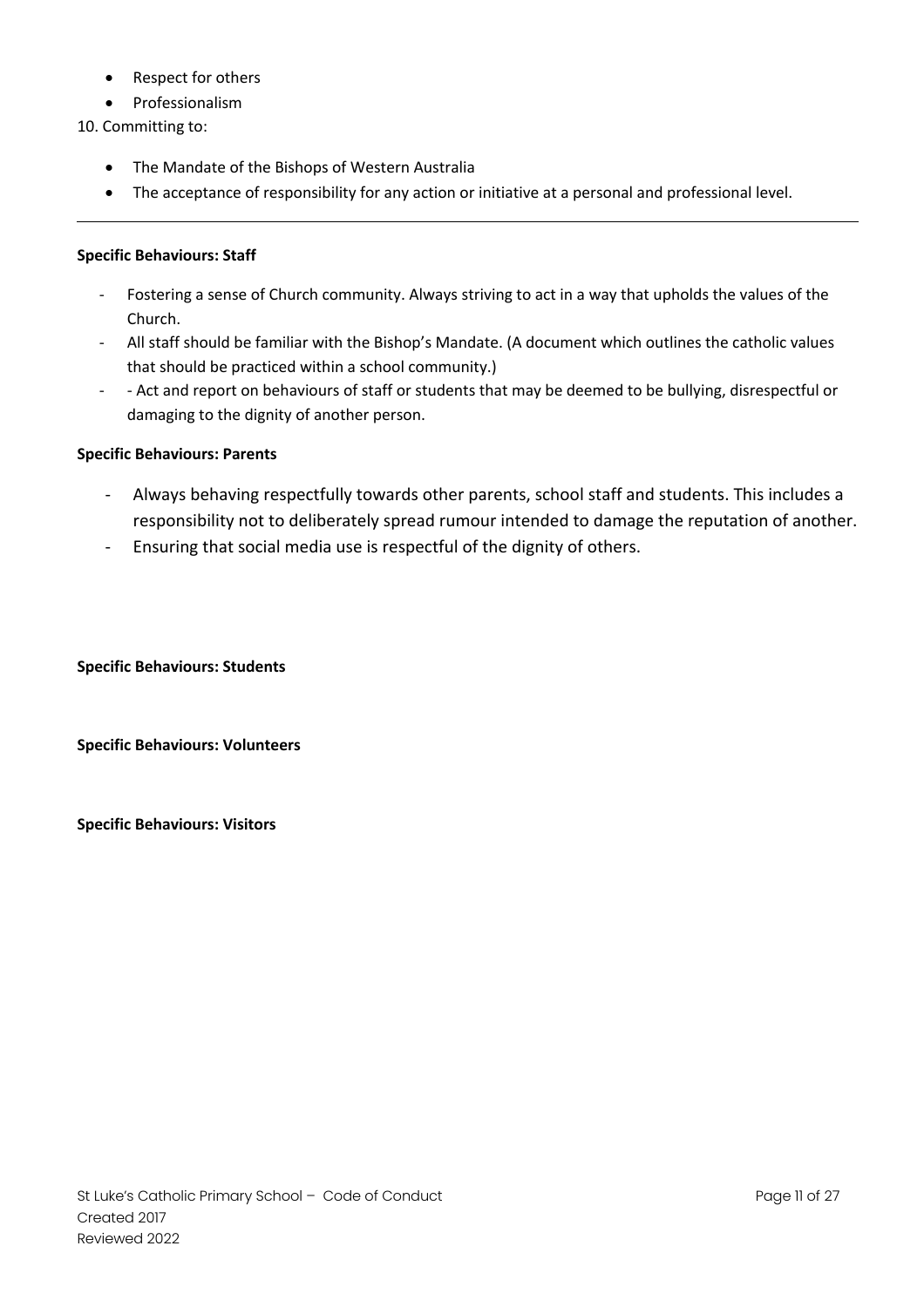- Respect for others
- Professionalism

10. Committing to:

- The Mandate of the Bishops of Western Australia
- The acceptance of responsibility for any action or initiative at a personal and professional level.

---

**Specific Behaviours: Staff**

- Fostering a sense of Church community. Always striving to act in a way that upholds the values of the Church.
- All staff should be familiar with the Bishop's Mandate. (A document which outlines the catholic values that should be practiced within a school community.)
- - Act and report on behaviours of staff or students that may be deemed to be bullying, disrespectful or damaging to the dignity of another person.

**Specific Behaviours: Parents**

- Always behaving respectfully towards other parents, school staff and students. This includes a responsibility not to deliberately spread rumour intended to damage the reputation of another.
- Ensuring that social media use is respectful of the dignity of others.

**Specific Behaviours: Students**

**Specific Behaviours: Volunteers**

**Specific Behaviours: Visitors**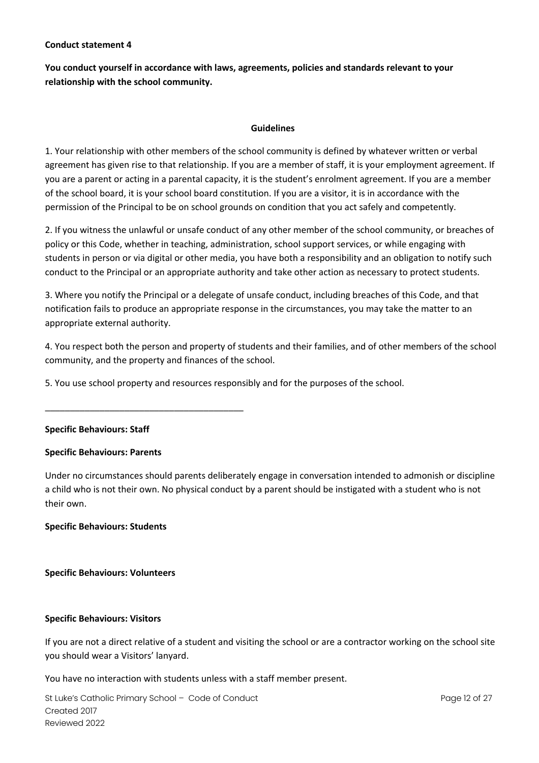**Conduct statement 4**

**You conduct yourself in accordance with laws, agreements, policies and standards relevant to your relationship with the school community.**

**Guidelines**

1. Your relationship with other members of the school community is defined by whatever written or verbal agreement has given rise to that relationship. If you are a member of staff, it is your employment agreement. If you are a parent or acting in a parental capacity, it is the student's enrolment agreement. If you are a member of the school board, it is your school board constitution. If you are a visitor, it is in accordance with the permission of the Principal to be on school grounds on condition that you act safely and competently.

2. If you witness the unlawful or unsafe conduct of any other member of the school community, or breaches of policy or this Code, whether in teaching, administration, school support services, or while engaging with students in person or via digital or other media, you have both a responsibility and an obligation to notify such conduct to the Principal or an appropriate authority and take other action as necessary to protect students.

3. Where you notify the Principal or a delegate of unsafe conduct, including breaches of this Code, and that notification fails to produce an appropriate response in the circumstances, you may take the matter to an appropriate external authority.

4. You respect both the person and property of students and their families, and of other members of the school community, and the property and finances of the school.

5. You use school property and resources responsibly and for the purposes of the school.

---

**Specific Behaviours: Staff**

**Specific Behaviours: Parents**

Under no circumstances should parents deliberately engage in conversation intended to admonish or discipline a child who is not their own. No physical conduct by a parent should be instigated with a student who is not their own.

**Specific Behaviours: Students**

**Specific Behaviours: Volunteers**

**Specific Behaviours: Visitors**

If you are not a direct relative of a student and visiting the school or are a contractor working on the school site you should wear a Visitors' lanyard.

You have no interaction with students unless with a staff member present.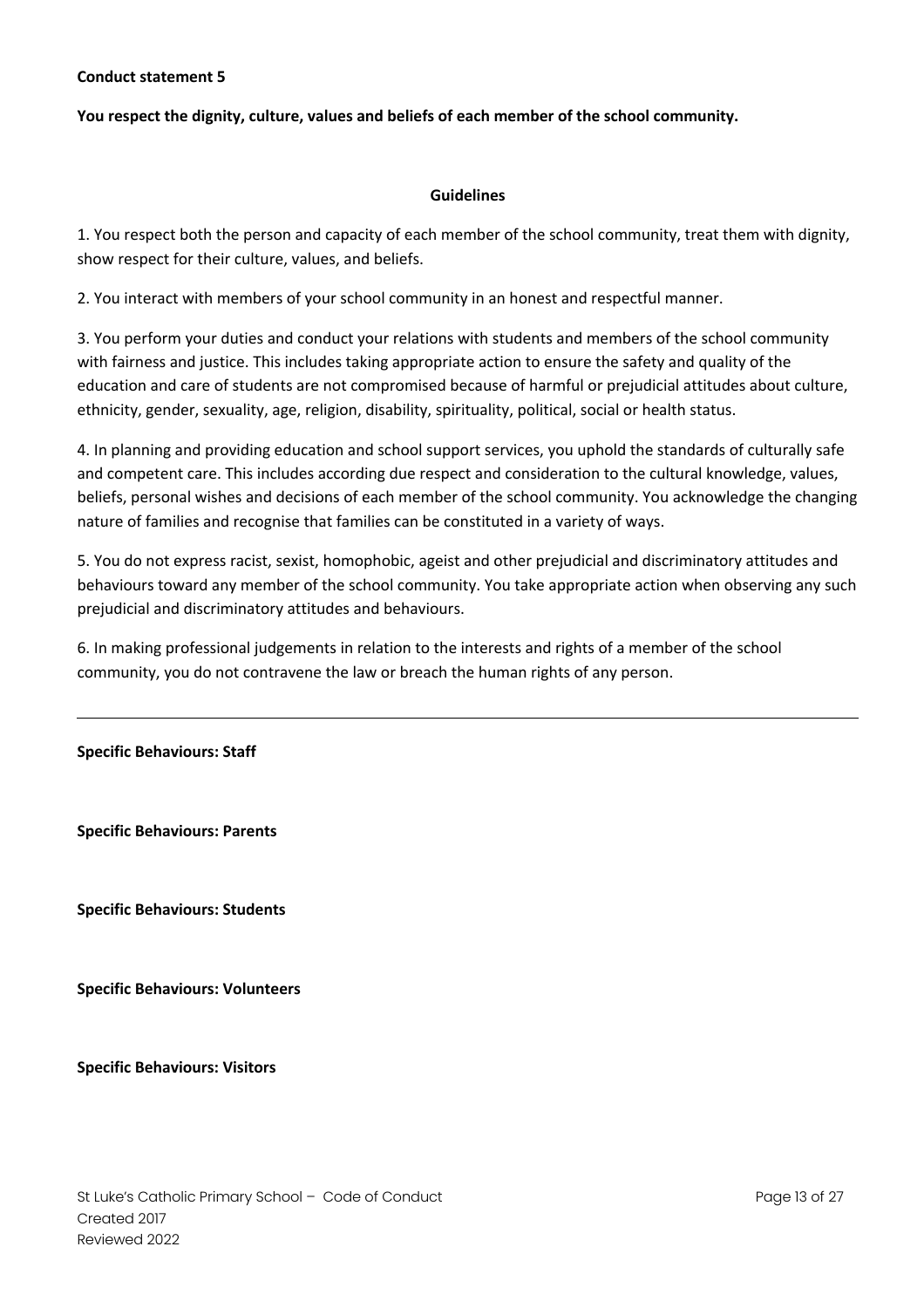**Conduct statement 5**

**You respect the dignity, culture, values and beliefs of each member of the school community.**

**Guidelines**

1. You respect both the person and capacity of each member of the school community, treat them with dignity, show respect for their culture, values, and beliefs.

2. You interact with members of your school community in an honest and respectful manner.

3. You perform your duties and conduct your relations with students and members of the school community with fairness and justice. This includes taking appropriate action to ensure the safety and quality of the education and care of students are not compromised because of harmful or prejudicial attitudes about culture, ethnicity, gender, sexuality, age, religion, disability, spirituality, political, social or health status.

4. In planning and providing education and school support services, you uphold the standards of culturally safe and competent care. This includes according due respect and consideration to the cultural knowledge, values, beliefs, personal wishes and decisions of each member of the school community. You acknowledge the changing nature of families and recognise that families can be constituted in a variety of ways.

5. You do not express racist, sexist, homophobic, ageist and other prejudicial and discriminatory attitudes and behaviours toward any member of the school community. You take appropriate action when observing any such prejudicial and discriminatory attitudes and behaviours.

6. In making professional judgements in relation to the interests and rights of a member of the school community, you do not contravene the law or breach the human rights of any person.

---

**Specific Behaviours: Staff**

**Specific Behaviours: Parents**

**Specific Behaviours: Students**

**Specific Behaviours: Volunteers**

**Specific Behaviours: Visitors**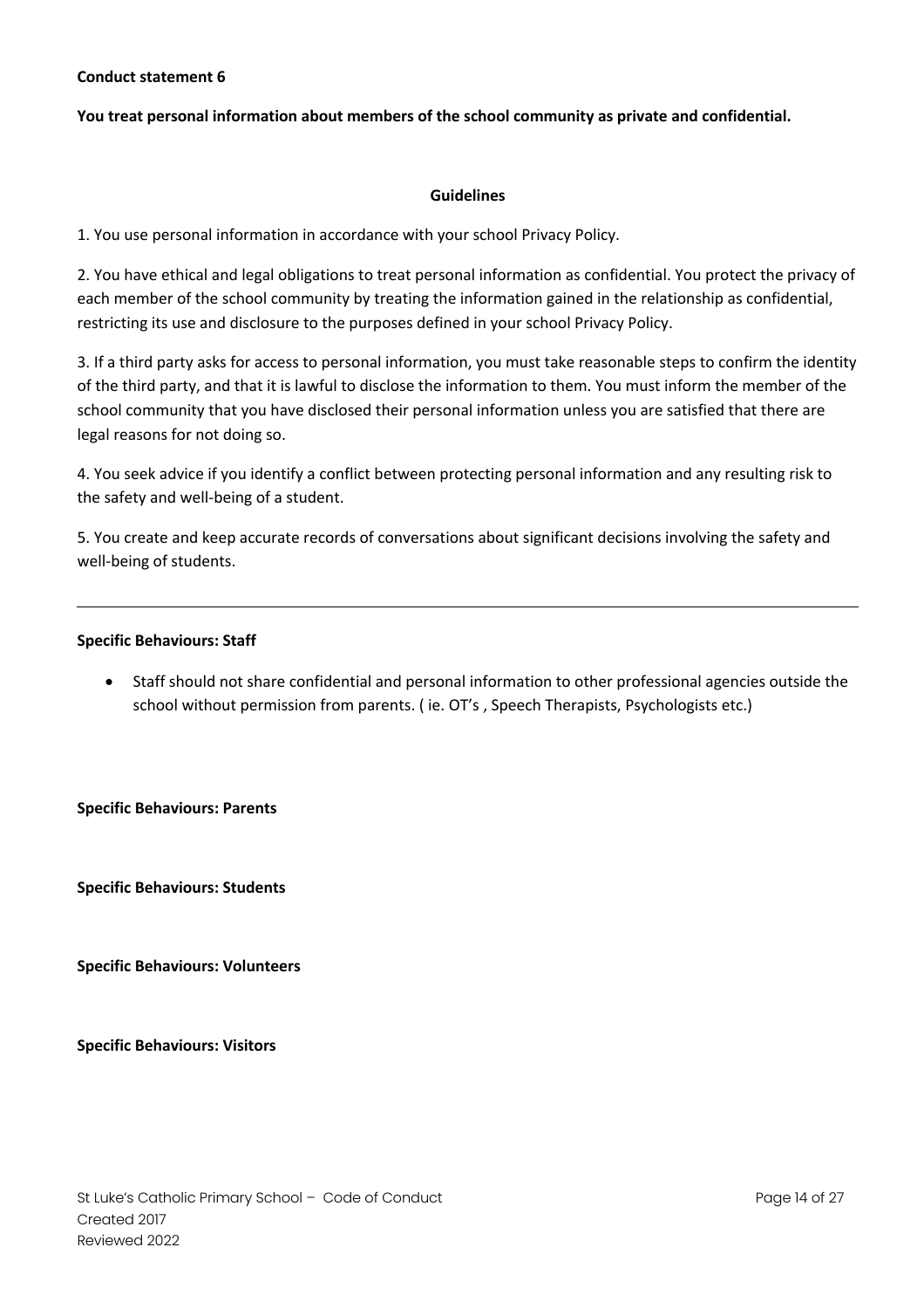**Conduct statement 6**

**You treat personal information about members of the school community as private and confidential.**

**Guidelines**

1. You use personal information in accordance with your school Privacy Policy.

2. You have ethical and legal obligations to treat personal information as confidential. You protect the privacy of each member of the school community by treating the information gained in the relationship as confidential, restricting its use and disclosure to the purposes defined in your school Privacy Policy.

3. If a third party asks for access to personal information, you must take reasonable steps to confirm the identity of the third party, and that it is lawful to disclose the information to them. You must inform the member of the school community that you have disclosed their personal information unless you are satisfied that there are legal reasons for not doing so.

4. You seek advice if you identify a conflict between protecting personal information and any resulting risk to the safety and well-being of a student.

5. You create and keep accurate records of conversations about significant decisions involving the safety and well-being of students.

---

**Specific Behaviours: Staff**

- Staff should not share confidential and personal information to other professional agencies outside the school without permission from parents. ( ie. OT's , Speech Therapists, Psychologists etc.)

**Specific Behaviours: Parents**

**Specific Behaviours: Students**

**Specific Behaviours: Volunteers**

**Specific Behaviours: Visitors**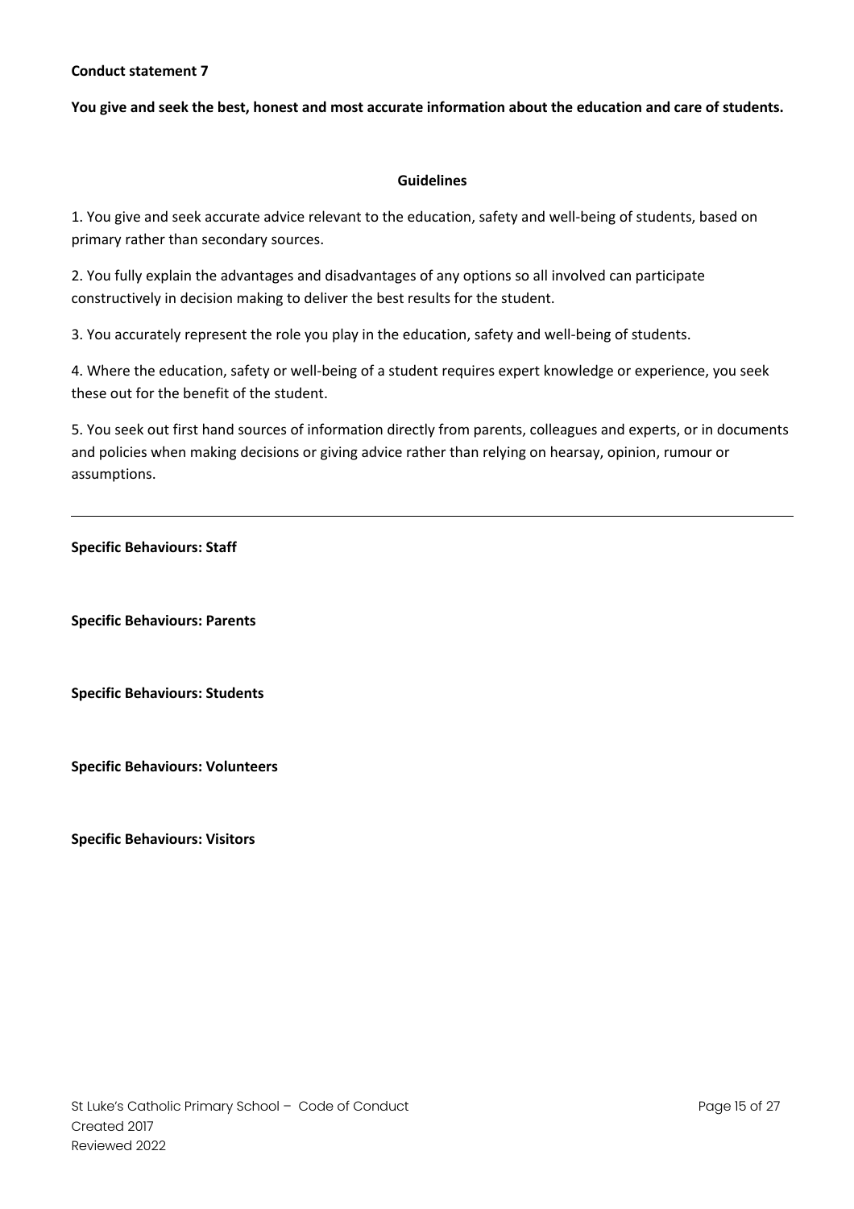**Conduct statement 7**

**You give and seek the best, honest and most accurate information about the education and care of students.**

**Guidelines**

1. You give and seek accurate advice relevant to the education, safety and well-being of students, based on primary rather than secondary sources.

2. You fully explain the advantages and disadvantages of any options so all involved can participate constructively in decision making to deliver the best results for the student.

3. You accurately represent the role you play in the education, safety and well-being of students.

4. Where the education, safety or well-being of a student requires expert knowledge or experience, you seek these out for the benefit of the student.

5. You seek out first hand sources of information directly from parents, colleagues and experts, or in documents and policies when making decisions or giving advice rather than relying on hearsay, opinion, rumour or assumptions.

---

**Specific Behaviours: Staff**

**Specific Behaviours: Parents**

**Specific Behaviours: Students**

**Specific Behaviours: Volunteers**

**Specific Behaviours: Visitors**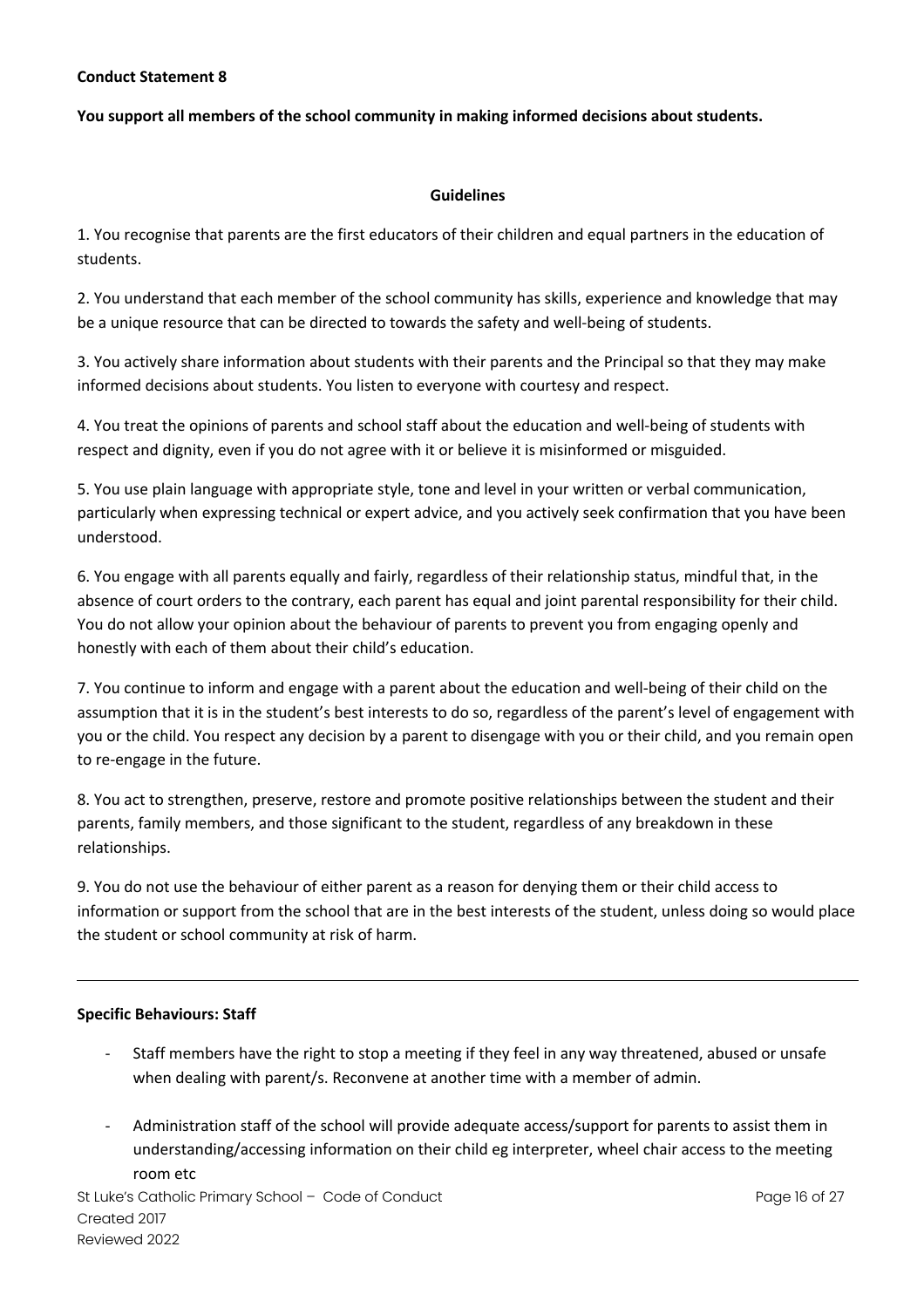**Conduct Statement 8**

**You support all members of the school community in making informed decisions about students.**

**Guidelines**

1. You recognise that parents are the first educators of their children and equal partners in the education of students.

2. You understand that each member of the school community has skills, experience and knowledge that may be a unique resource that can be directed to towards the safety and well-being of students.

3. You actively share information about students with their parents and the Principal so that they may make informed decisions about students. You listen to everyone with courtesy and respect.

4. You treat the opinions of parents and school staff about the education and well-being of students with respect and dignity, even if you do not agree with it or believe it is misinformed or misguided.

5. You use plain language with appropriate style, tone and level in your written or verbal communication, particularly when expressing technical or expert advice, and you actively seek confirmation that you have been understood.

6. You engage with all parents equally and fairly, regardless of their relationship status, mindful that, in the absence of court orders to the contrary, each parent has equal and joint parental responsibility for their child. You do not allow your opinion about the behaviour of parents to prevent you from engaging openly and honestly with each of them about their child's education.

7. You continue to inform and engage with a parent about the education and well-being of their child on the assumption that it is in the student's best interests to do so, regardless of the parent's level of engagement with you or the child. You respect any decision by a parent to disengage with you or their child, and you remain open to re-engage in the future.

8. You act to strengthen, preserve, restore and promote positive relationships between the student and their parents, family members, and those significant to the student, regardless of any breakdown in these relationships.

9. You do not use the behaviour of either parent as a reason for denying them or their child access to information or support from the school that are in the best interests of the student, unless doing so would place the student or school community at risk of harm.

---

**Specific Behaviours: Staff**

- Staff members have the right to stop a meeting if they feel in any way threatened, abused or unsafe when dealing with parent/s. Reconvene at another time with a member of admin.

- Administration staff of the school will provide adequate access/support for parents to assist them in understanding/accessing information on their child eg interpreter, wheel chair access to the meeting room etc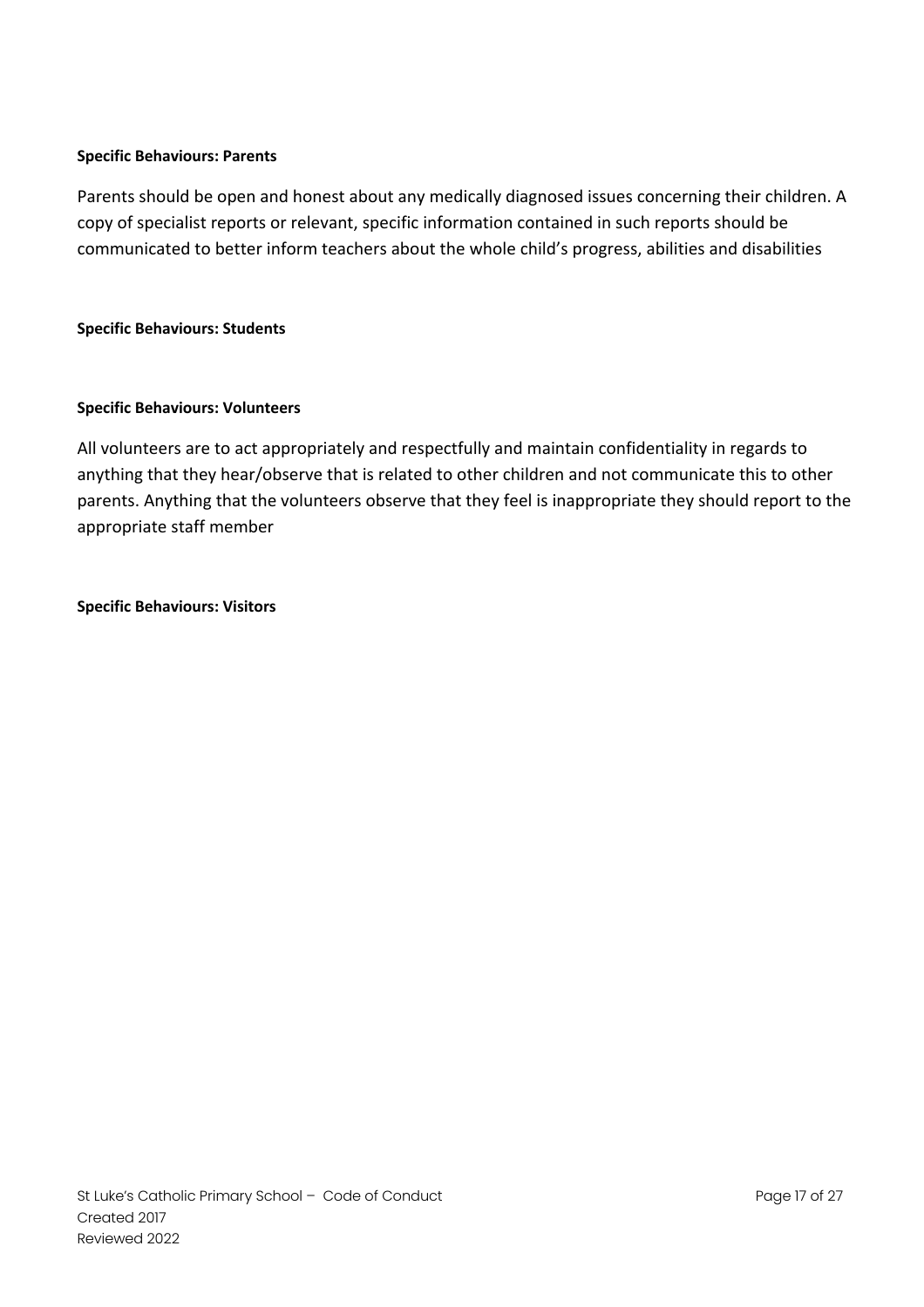**Specific Behaviours: Parents**

Parents should be open and honest about any medically diagnosed issues concerning their children. A copy of specialist reports or relevant, specific information contained in such reports should be communicated to better inform teachers about the whole child's progress, abilities and disabilities

**Specific Behaviours: Students**

**Specific Behaviours: Volunteers**

All volunteers are to act appropriately and respectfully and maintain confidentiality in regards to anything that they hear/observe that is related to other children and not communicate this to other parents. Anything that the volunteers observe that they feel is inappropriate they should report to the appropriate staff member

**Specific Behaviours: Visitors**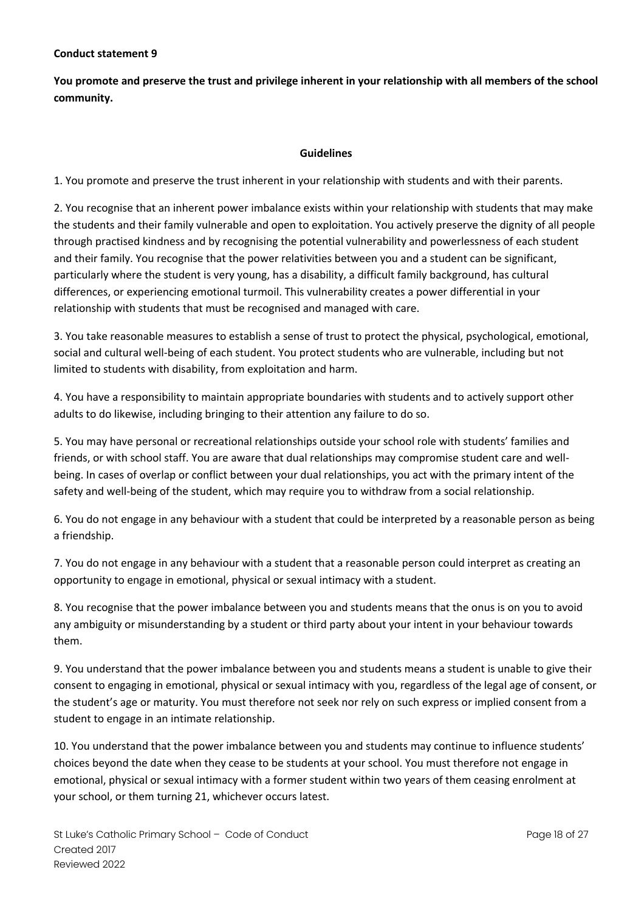**Conduct statement 9**

**You promote and preserve the trust and privilege inherent in your relationship with all members of the school community.**

**Guidelines**

1. You promote and preserve the trust inherent in your relationship with students and with their parents.

2. You recognise that an inherent power imbalance exists within your relationship with students that may make the students and their family vulnerable and open to exploitation. You actively preserve the dignity of all people through practised kindness and by recognising the potential vulnerability and powerlessness of each student and their family. You recognise that the power relativities between you and a student can be significant, particularly where the student is very young, has a disability, a difficult family background, has cultural differences, or experiencing emotional turmoil. This vulnerability creates a power differential in your relationship with students that must be recognised and managed with care.

3. You take reasonable measures to establish a sense of trust to protect the physical, psychological, emotional, social and cultural well-being of each student. You protect students who are vulnerable, including but not limited to students with disability, from exploitation and harm.

4. You have a responsibility to maintain appropriate boundaries with students and to actively support other adults to do likewise, including bringing to their attention any failure to do so.

5. You may have personal or recreational relationships outside your school role with students' families and friends, or with school staff. You are aware that dual relationships may compromise student care and well-being. In cases of overlap or conflict between your dual relationships, you act with the primary intent of the safety and well-being of the student, which may require you to withdraw from a social relationship.

6. You do not engage in any behaviour with a student that could be interpreted by a reasonable person as being a friendship.

7. You do not engage in any behaviour with a student that a reasonable person could interpret as creating an opportunity to engage in emotional, physical or sexual intimacy with a student.

8. You recognise that the power imbalance between you and students means that the onus is on you to avoid any ambiguity or misunderstanding by a student or third party about your intent in your behaviour towards them.

9. You understand that the power imbalance between you and students means a student is unable to give their consent to engaging in emotional, physical or sexual intimacy with you, regardless of the legal age of consent, or the student's age or maturity. You must therefore not seek nor rely on such express or implied consent from a student to engage in an intimate relationship.

10. You understand that the power imbalance between you and students may continue to influence students' choices beyond the date when they cease to be students at your school. You must therefore not engage in emotional, physical or sexual intimacy with a former student within two years of them ceasing enrolment at your school, or them turning 21, whichever occurs latest.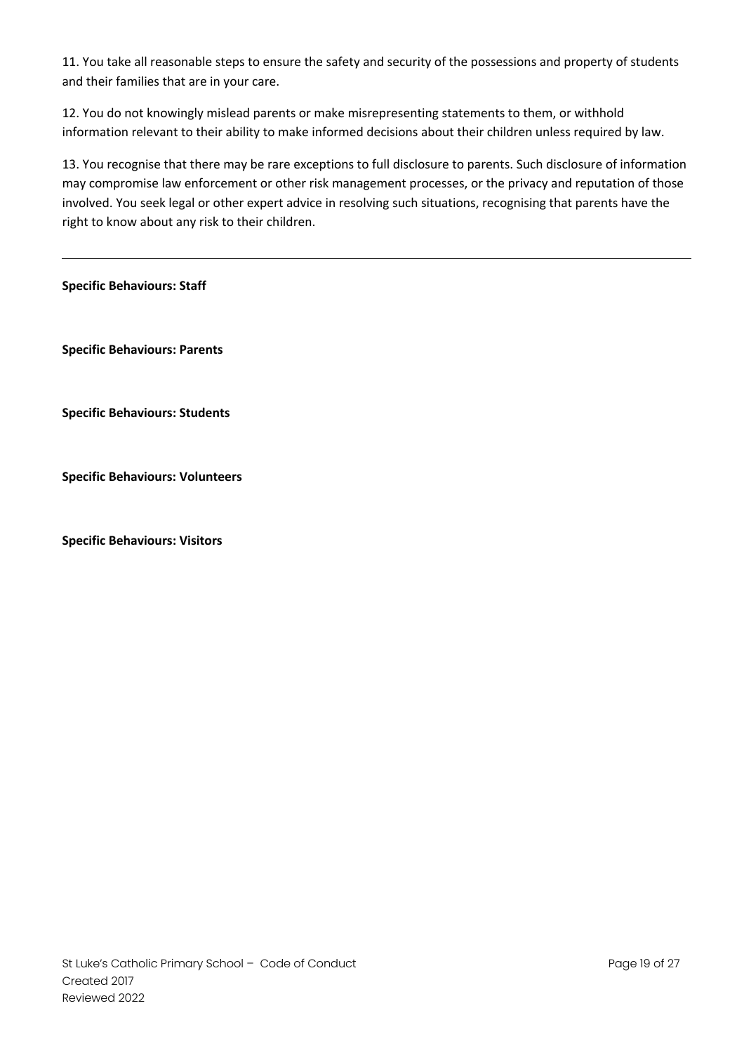11. You take all reasonable steps to ensure the safety and security of the possessions and property of students and their families that are in your care.

12. You do not knowingly mislead parents or make misrepresenting statements to them, or withhold information relevant to their ability to make informed decisions about their children unless required by law.

13. You recognise that there may be rare exceptions to full disclosure to parents. Such disclosure of information may compromise law enforcement or other risk management processes, or the privacy and reputation of those involved. You seek legal or other expert advice in resolving such situations, recognising that parents have the right to know about any risk to their children.

---

**Specific Behaviours: Staff**

**Specific Behaviours: Parents**

**Specific Behaviours: Students**

**Specific Behaviours: Volunteers**

**Specific Behaviours: Visitors**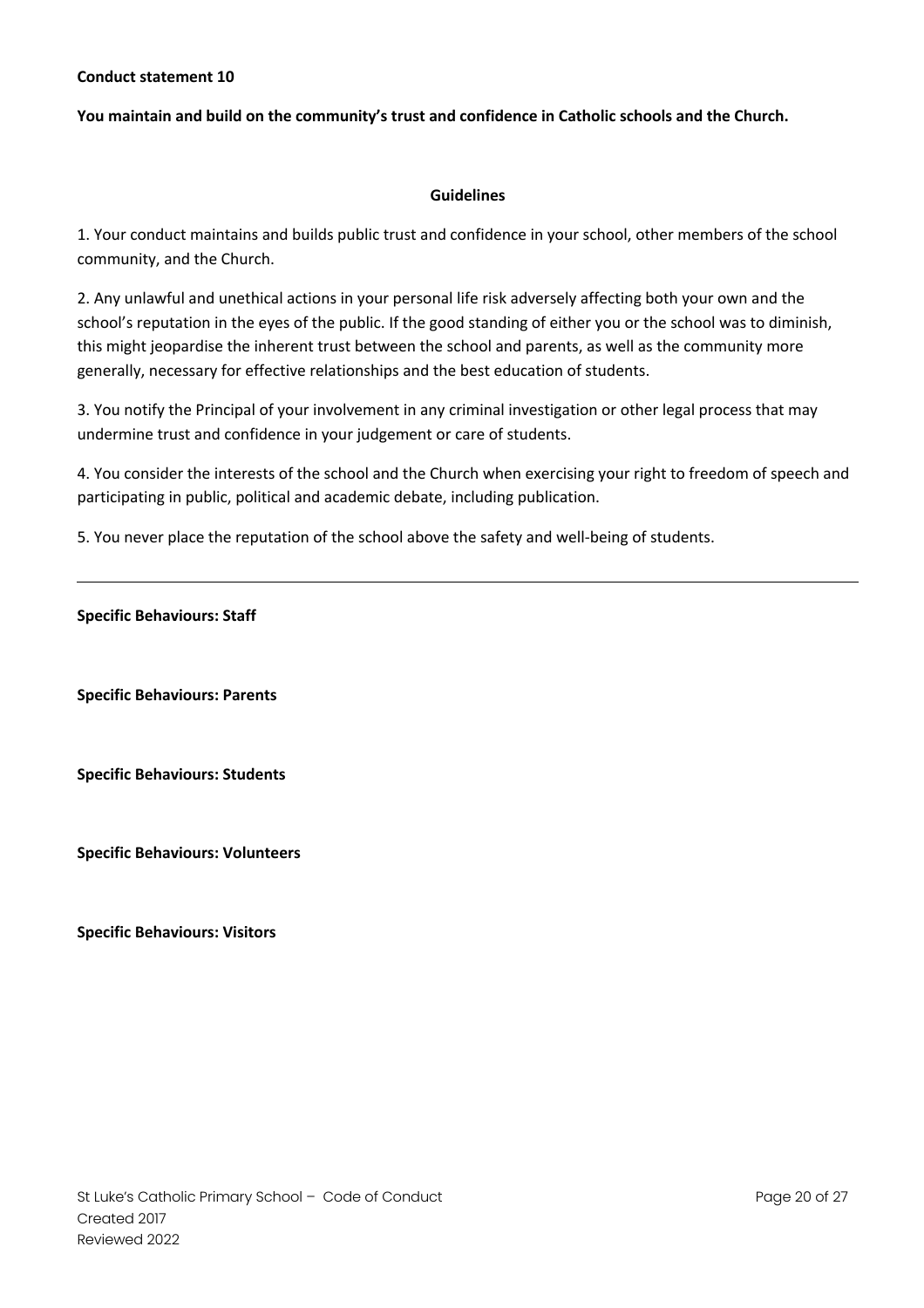**Conduct statement 10**

**You maintain and build on the community's trust and confidence in Catholic schools and the Church.**

**Guidelines**

1. Your conduct maintains and builds public trust and confidence in your school, other members of the school community, and the Church.

2. Any unlawful and unethical actions in your personal life risk adversely affecting both your own and the school's reputation in the eyes of the public. If the good standing of either you or the school was to diminish, this might jeopardise the inherent trust between the school and parents, as well as the community more generally, necessary for effective relationships and the best education of students.

3. You notify the Principal of your involvement in any criminal investigation or other legal process that may undermine trust and confidence in your judgement or care of students.

4. You consider the interests of the school and the Church when exercising your right to freedom of speech and participating in public, political and academic debate, including publication.

5. You never place the reputation of the school above the safety and well-being of students.

---

**Specific Behaviours: Staff**

**Specific Behaviours: Parents**

**Specific Behaviours: Students**

**Specific Behaviours: Volunteers**

**Specific Behaviours: Visitors**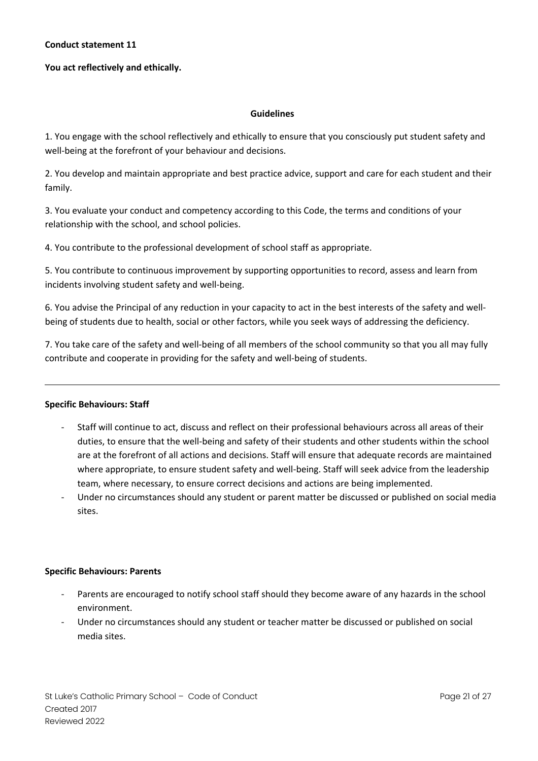**Conduct statement 11**

**You act reflectively and ethically.**

**Guidelines**

1. You engage with the school reflectively and ethically to ensure that you consciously put student safety and well-being at the forefront of your behaviour and decisions.

2. You develop and maintain appropriate and best practice advice, support and care for each student and their family.

3. You evaluate your conduct and competency according to this Code, the terms and conditions of your relationship with the school, and school policies.

4. You contribute to the professional development of school staff as appropriate.

5. You contribute to continuous improvement by supporting opportunities to record, assess and learn from incidents involving student safety and well-being.

6. You advise the Principal of any reduction in your capacity to act in the best interests of the safety and well-being of students due to health, social or other factors, while you seek ways of addressing the deficiency.

7. You take care of the safety and well-being of all members of the school community so that you all may fully contribute and cooperate in providing for the safety and well-being of students.

---

**Specific Behaviours: Staff**

- Staff will continue to act, discuss and reflect on their professional behaviours across all areas of their duties, to ensure that the well-being and safety of their students and other students within the school are at the forefront of all actions and decisions. Staff will ensure that adequate records are maintained where appropriate, to ensure student safety and well-being. Staff will seek advice from the leadership team, where necessary, to ensure correct decisions and actions are being implemented.
- Under no circumstances should any student or parent matter be discussed or published on social media sites.

**Specific Behaviours: Parents**

- Parents are encouraged to notify school staff should they become aware of any hazards in the school environment.
- Under no circumstances should any student or teacher matter be discussed or published on social media sites.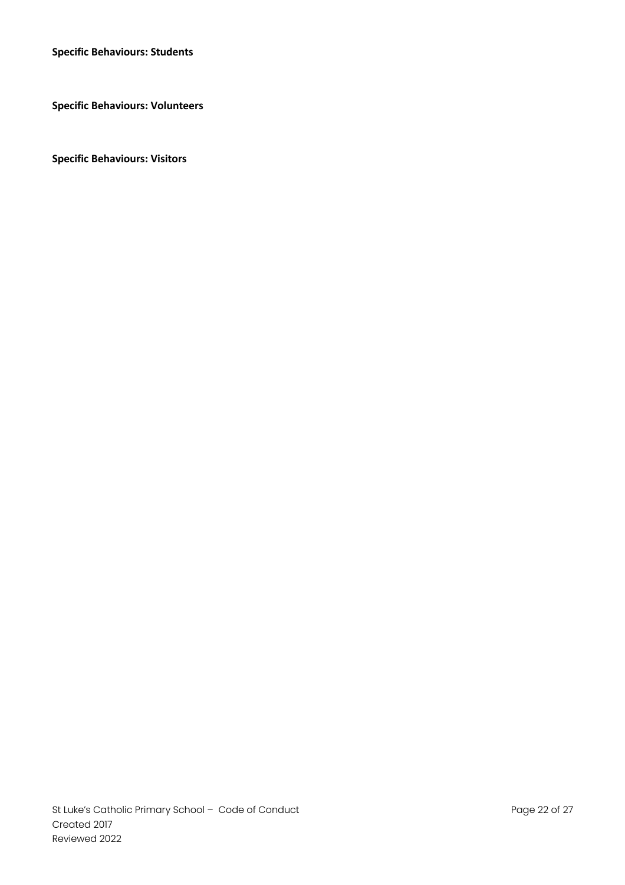**Specific Behaviours: Students**

**Specific Behaviours: Volunteers**

**Specific Behaviours: Visitors**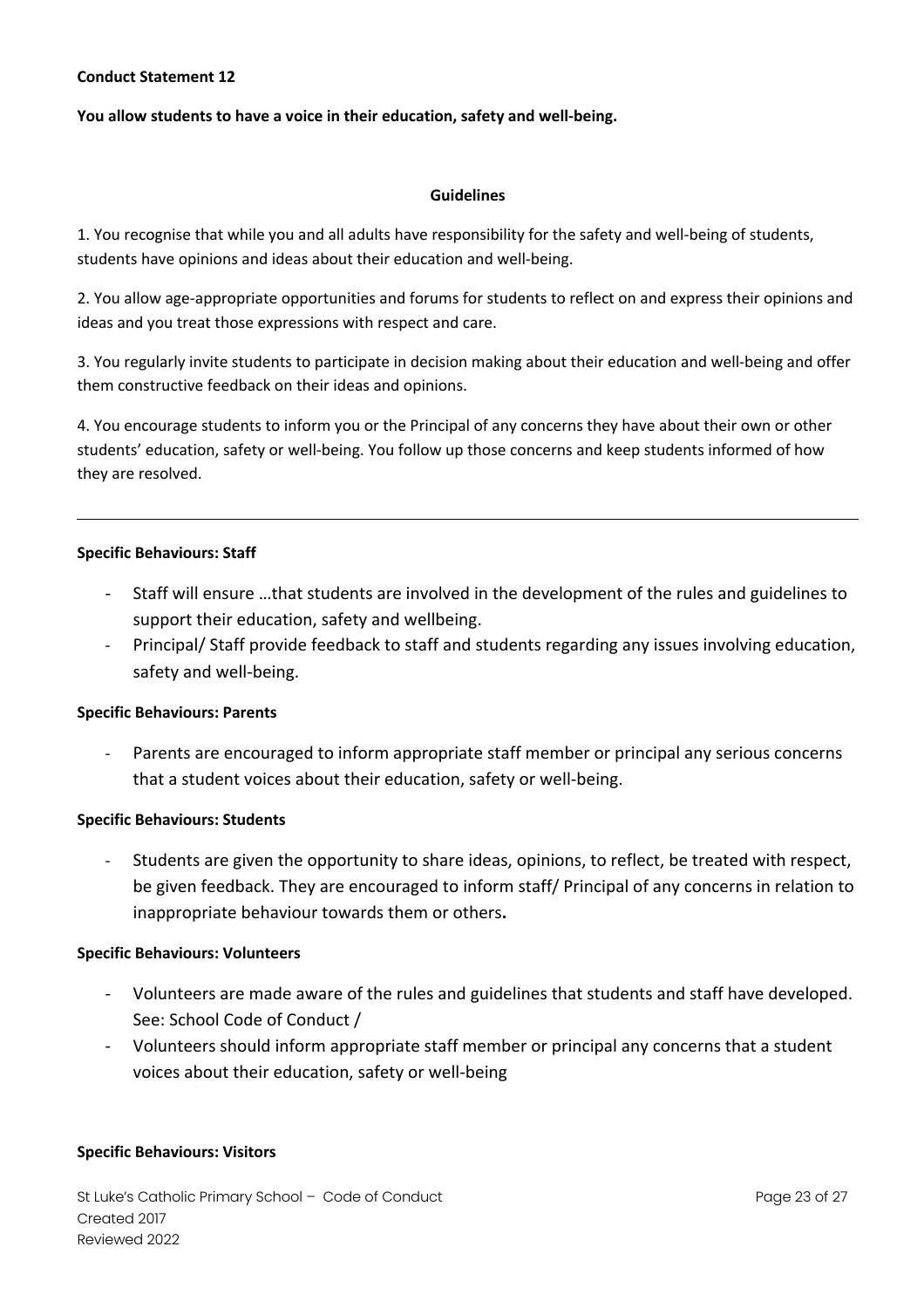**Conduct Statement 12**

**You allow students to have a voice in their education, safety and well-being.**

**Guidelines**

1. You recognise that while you and all adults have responsibility for the safety and well-being of students, students have opinions and ideas about their education and well-being.

2. You allow age-appropriate opportunities and forums for students to reflect on and express their opinions and ideas and you treat those expressions with respect and care.

3. You regularly invite students to participate in decision making about their education and well-being and offer them constructive feedback on their ideas and opinions.

4. You encourage students to inform you or the Principal of any concerns they have about their own or other students' education, safety or well-being. You follow up those concerns and keep students informed of how they are resolved.

---

**Specific Behaviours: Staff**

- Staff will ensure …that students are involved in the development of the rules and guidelines to support their education, safety and wellbeing.
- Principal/ Staff provide feedback to staff and students regarding any issues involving education, safety and well-being.

**Specific Behaviours: Parents**

- Parents are encouraged to inform appropriate staff member or principal any serious concerns that a student voices about their education, safety or well-being.

**Specific Behaviours: Students**

- Students are given the opportunity to share ideas, opinions, to reflect, be treated with respect, be given feedback. They are encouraged to inform staff/ Principal of any concerns in relation to inappropriate behaviour towards them or others**.**

**Specific Behaviours: Volunteers**

- Volunteers are made aware of the rules and guidelines that students and staff have developed. See: School Code of Conduct /
- Volunteers should inform appropriate staff member or principal any concerns that a student voices about their education, safety or well-being

**Specific Behaviours: Visitors**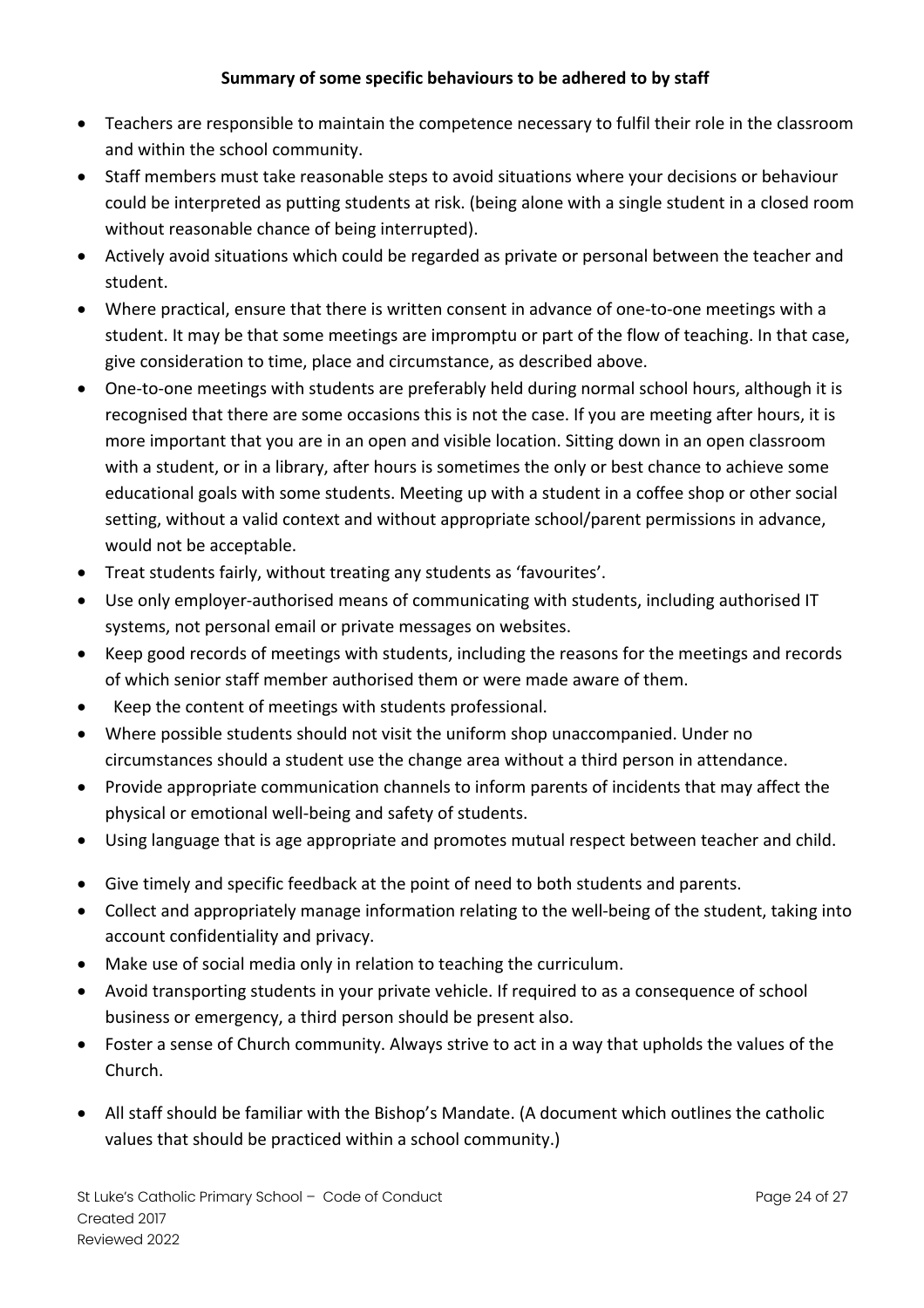**Summary of some specific behaviours to be adhered to by staff**

- Teachers are responsible to maintain the competence necessary to fulfil their role in the classroom and within the school community.
- Staff members must take reasonable steps to avoid situations where your decisions or behaviour could be interpreted as putting students at risk. (being alone with a single student in a closed room without reasonable chance of being interrupted).
- Actively avoid situations which could be regarded as private or personal between the teacher and student.
- Where practical, ensure that there is written consent in advance of one-to-one meetings with a student. It may be that some meetings are impromptu or part of the flow of teaching. In that case, give consideration to time, place and circumstance, as described above.
- One-to-one meetings with students are preferably held during normal school hours, although it is recognised that there are some occasions this is not the case. If you are meeting after hours, it is more important that you are in an open and visible location. Sitting down in an open classroom with a student, or in a library, after hours is sometimes the only or best chance to achieve some educational goals with some students. Meeting up with a student in a coffee shop or other social setting, without a valid context and without appropriate school/parent permissions in advance, would not be acceptable.
- Treat students fairly, without treating any students as 'favourites'.
- Use only employer-authorised means of communicating with students, including authorised IT systems, not personal email or private messages on websites.
- Keep good records of meetings with students, including the reasons for the meetings and records of which senior staff member authorised them or were made aware of them.
- Keep the content of meetings with students professional.
- Where possible students should not visit the uniform shop unaccompanied. Under no circumstances should a student use the change area without a third person in attendance.
- Provide appropriate communication channels to inform parents of incidents that may affect the physical or emotional well-being and safety of students.
- Using language that is age appropriate and promotes mutual respect between teacher and child.
- Give timely and specific feedback at the point of need to both students and parents.
- Collect and appropriately manage information relating to the well-being of the student, taking into account confidentiality and privacy.
- Make use of social media only in relation to teaching the curriculum.
- Avoid transporting students in your private vehicle. If required to as a consequence of school business or emergency, a third person should be present also.
- Foster a sense of Church community. Always strive to act in a way that upholds the values of the Church.
- All staff should be familiar with the Bishop's Mandate. (A document which outlines the catholic values that should be practiced within a school community.)

St Luke's Catholic Primary School – Code of Conduct
Created 2017
Reviewed 2022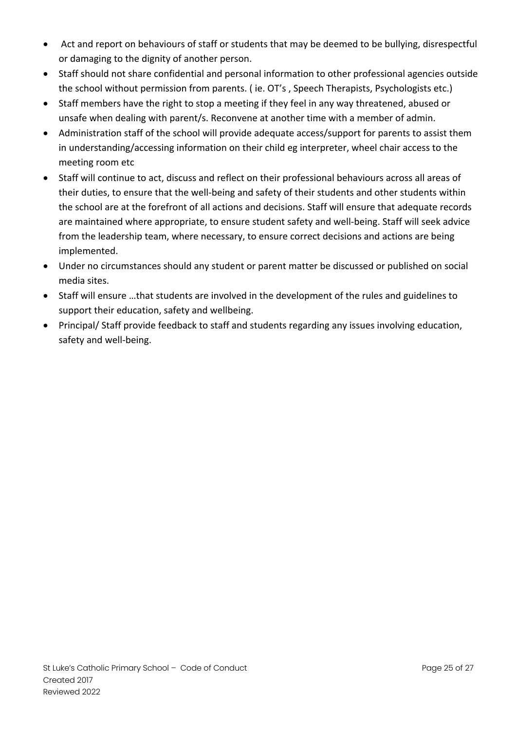- Act and report on behaviours of staff or students that may be deemed to be bullying, disrespectful or damaging to the dignity of another person.
- Staff should not share confidential and personal information to other professional agencies outside the school without permission from parents. ( ie. OT's , Speech Therapists, Psychologists etc.)
- Staff members have the right to stop a meeting if they feel in any way threatened, abused or unsafe when dealing with parent/s. Reconvene at another time with a member of admin.
- Administration staff of the school will provide adequate access/support for parents to assist them in understanding/accessing information on their child eg interpreter, wheel chair access to the meeting room etc
- Staff will continue to act, discuss and reflect on their professional behaviours across all areas of their duties, to ensure that the well-being and safety of their students and other students within the school are at the forefront of all actions and decisions. Staff will ensure that adequate records are maintained where appropriate, to ensure student safety and well-being. Staff will seek advice from the leadership team, where necessary, to ensure correct decisions and actions are being implemented.
- Under no circumstances should any student or parent matter be discussed or published on social media sites.
- Staff will ensure …that students are involved in the development of the rules and guidelines to support their education, safety and wellbeing.
- Principal/ Staff provide feedback to staff and students regarding any issues involving education, safety and well-being.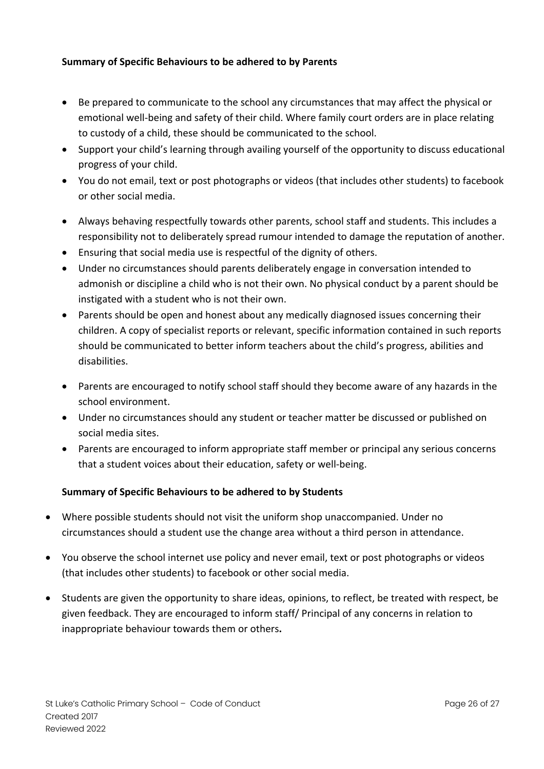**Summary of Specific Behaviours to be adhered to by Parents**

- Be prepared to communicate to the school any circumstances that may affect the physical or emotional well-being and safety of their child. Where family court orders are in place relating to custody of a child, these should be communicated to the school.
- Support your child's learning through availing yourself of the opportunity to discuss educational progress of your child.
- You do not email, text or post photographs or videos (that includes other students) to facebook or other social media.
- Always behaving respectfully towards other parents, school staff and students. This includes a responsibility not to deliberately spread rumour intended to damage the reputation of another.
- Ensuring that social media use is respectful of the dignity of others.
- Under no circumstances should parents deliberately engage in conversation intended to admonish or discipline a child who is not their own. No physical conduct by a parent should be instigated with a student who is not their own.
- Parents should be open and honest about any medically diagnosed issues concerning their children. A copy of specialist reports or relevant, specific information contained in such reports should be communicated to better inform teachers about the child's progress, abilities and disabilities.
- Parents are encouraged to notify school staff should they become aware of any hazards in the school environment.
- Under no circumstances should any student or teacher matter be discussed or published on social media sites.
- Parents are encouraged to inform appropriate staff member or principal any serious concerns that a student voices about their education, safety or well-being.

**Summary of Specific Behaviours to be adhered to by Students**

- Where possible students should not visit the uniform shop unaccompanied. Under no circumstances should a student use the change area without a third person in attendance.
- You observe the school internet use policy and never email, text or post photographs or videos (that includes other students) to facebook or other social media.
- Students are given the opportunity to share ideas, opinions, to reflect, be treated with respect, be given feedback. They are encouraged to inform staff/ Principal of any concerns in relation to inappropriate behaviour towards them or others**.**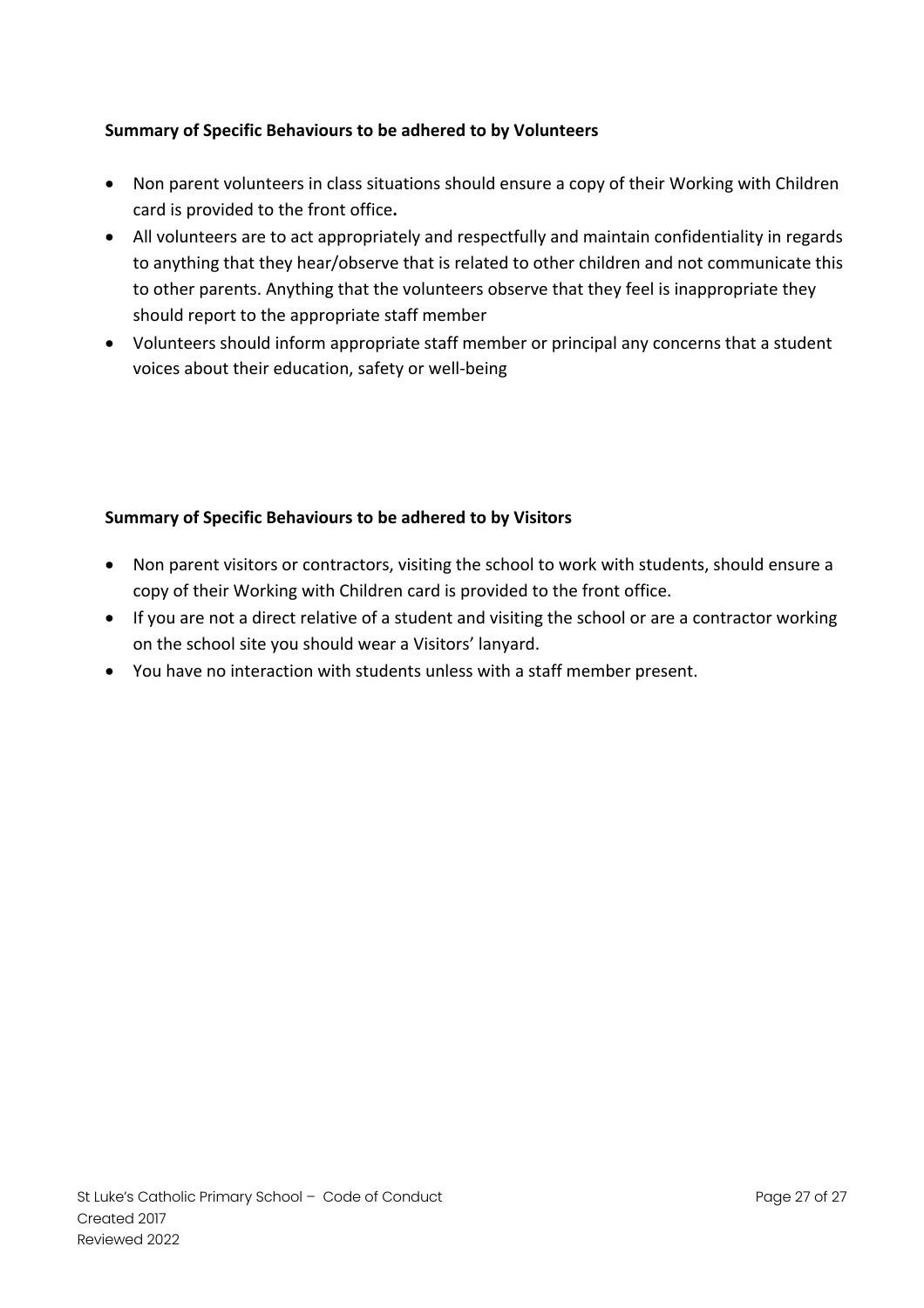**Summary of Specific Behaviours to be adhered to by Volunteers**

- Non parent volunteers in class situations should ensure a copy of their Working with Children card is provided to the front office**.**
- All volunteers are to act appropriately and respectfully and maintain confidentiality in regards to anything that they hear/observe that is related to other children and not communicate this to other parents. Anything that the volunteers observe that they feel is inappropriate they should report to the appropriate staff member
- Volunteers should inform appropriate staff member or principal any concerns that a student voices about their education, safety or well-being

**Summary of Specific Behaviours to be adhered to by Visitors**

- Non parent visitors or contractors, visiting the school to work with students, should ensure a copy of their Working with Children card is provided to the front office.
- If you are not a direct relative of a student and visiting the school or are a contractor working on the school site you should wear a Visitors' lanyard.
- You have no interaction with students unless with a staff member present.